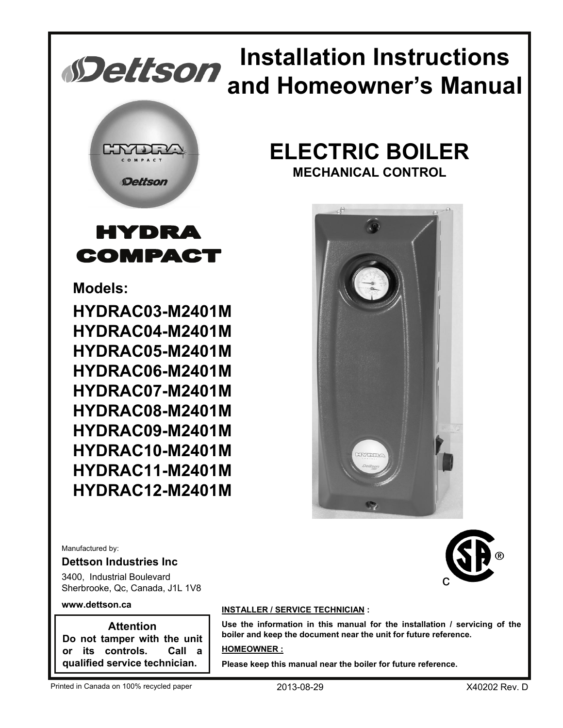# Installation Instructions and Homeowner's Manual

## ELECTRIC BOILER

### MECHANICAL CONTROL

## HYDRA COMPACT

**Models:**

**HYDRAC03-M2401M**
**HYDRAC04-M2401M**
**HYDRAC05-M2401M**
**HYDRAC06-M2401M**
**HYDRAC07-M2401M**
**HYDRAC08-M2401M**
**HYDRAC09-M2401M**
**HYDRAC10-M2401M**
**HYDRAC11-M2401M**
**HYDRAC12-M2401M**

Manufactured by:

**Dettson Industries Inc**

3400, Industrial Boulevard
Sherbrooke, Qc, Canada, J1L 1V8

**www.dettson.ca**

**Attention**
**Do not tamper with the unit or its controls. Call a qualified service technician.**

**INSTALLER / SERVICE TECHNICIAN :**

**Use the information in this manual for the installation / servicing of the boiler and keep the document near the unit for future reference.**

**HOMEOWNER :**

**Please keep this manual near the boiler for future reference.**

Printed in Canada on 100% recycled paper — 2013-08-29 — X40202 Rev. D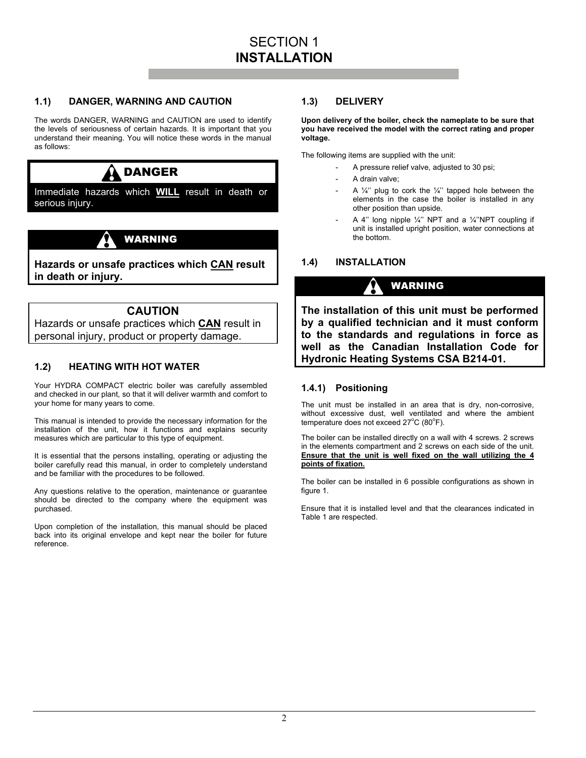# SECTION 1
# INSTALLATION

## 1.1) DANGER, WARNING AND CAUTION

The words DANGER, WARNING and CAUTION are used to identify the levels of seriousness of certain hazards. It is important that you understand their meaning. You will notice these words in the manual as follows:

**DANGER**

Immediate hazards which **WILL** result in death or serious injury.

**WARNING**

**Hazards or unsafe practices which CAN result in death or injury.**

**CAUTION**

Hazards or unsafe practices which **CAN** result in personal injury, product or property damage.

## 1.2) HEATING WITH HOT WATER

Your HYDRA COMPACT electric boiler was carefully assembled and checked in our plant, so that it will deliver warmth and comfort to your home for many years to come.

This manual is intended to provide the necessary information for the installation of the unit, how it functions and explains security measures which are particular to this type of equipment.

It is essential that the persons installing, operating or adjusting the boiler carefully read this manual, in order to completely understand and be familiar with the procedures to be followed.

Any questions relative to the operation, maintenance or guarantee should be directed to the company where the equipment was purchased.

Upon completion of the installation, this manual should be placed back into its original envelope and kept near the boiler for future reference.

## 1.3) DELIVERY

**Upon delivery of the boiler, check the nameplate to be sure that you have received the model with the correct rating and proper voltage.**

The following items are supplied with the unit:

- A pressure relief valve, adjusted to 30 psi;
- A drain valve;
- A ¼'' plug to cork the ¼'' tapped hole between the elements in the case the boiler is installed in any other position than upside.
- A 4'' long nipple ¼'' NPT and a ¼''NPT coupling if unit is installed upright position, water connections at the bottom.

## 1.4) INSTALLATION

**WARNING**

**The installation of this unit must be performed by a qualified technician and it must conform to the standards and regulations in force as well as the Canadian Installation Code for Hydronic Heating Systems CSA B214-01.**

### 1.4.1) Positioning

The unit must be installed in an area that is dry, non-corrosive, without excessive dust, well ventilated and where the ambient temperature does not exceed 27°C (80°F).

The boiler can be installed directly on a wall with 4 screws. 2 screws in the elements compartment and 2 screws on each side of the unit. **Ensure that the unit is well fixed on the wall utilizing the 4 points of fixation.**

The boiler can be installed in 6 possible configurations as shown in figure 1.

Ensure that it is installed level and that the clearances indicated in Table 1 are respected.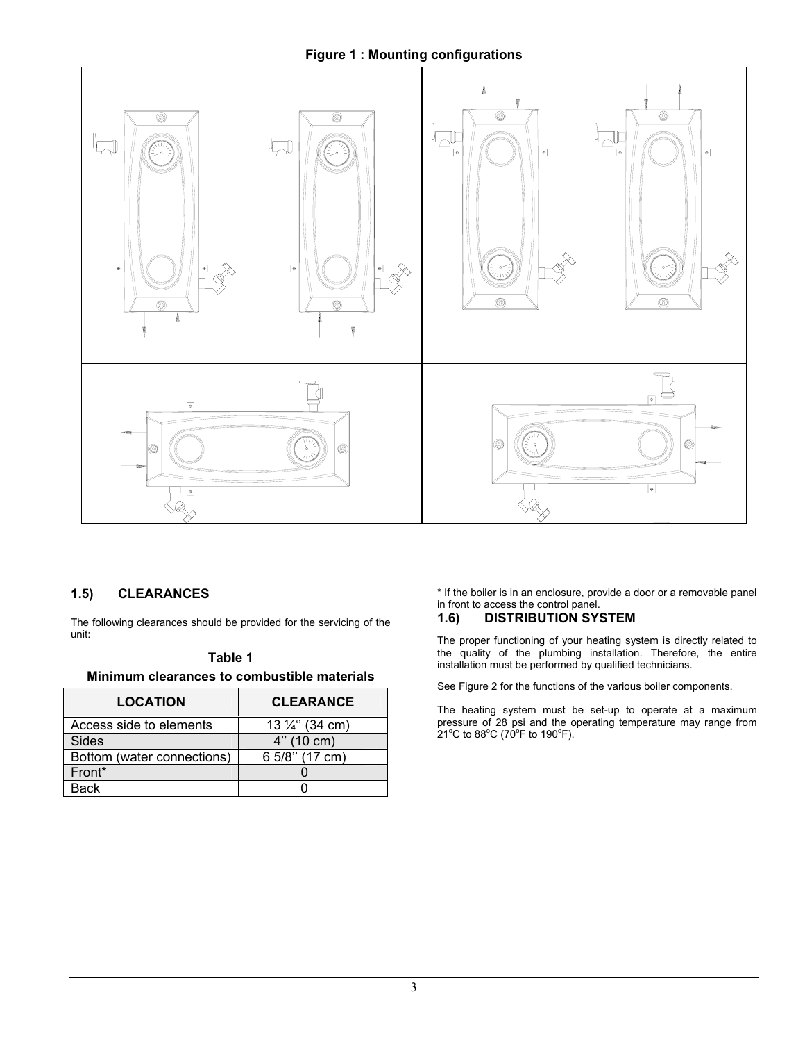**Figure 1 : Mounting configurations**

## 1.5) CLEARANCES

The following clearances should be provided for the servicing of the unit:

**Table 1**

**Minimum clearances to combustible materials**

| LOCATION | CLEARANCE |
|---|---|
| Access side to elements | 13 ¼'' (34 cm) |
| Sides | 4'' (10 cm) |
| Bottom (water connections) | 6 5/8'' (17 cm) |
| Front* | 0 |
| Back | 0 |

* If the boiler is in an enclosure, provide a door or a removable panel in front to access the control panel.

## 1.6) DISTRIBUTION SYSTEM

The proper functioning of your heating system is directly related to the quality of the plumbing installation. Therefore, the entire installation must be performed by qualified technicians.

See Figure 2 for the functions of the various boiler components.

The heating system must be set-up to operate at a maximum pressure of 28 psi and the operating temperature may range from 21°C to 88°C (70°F to 190°F).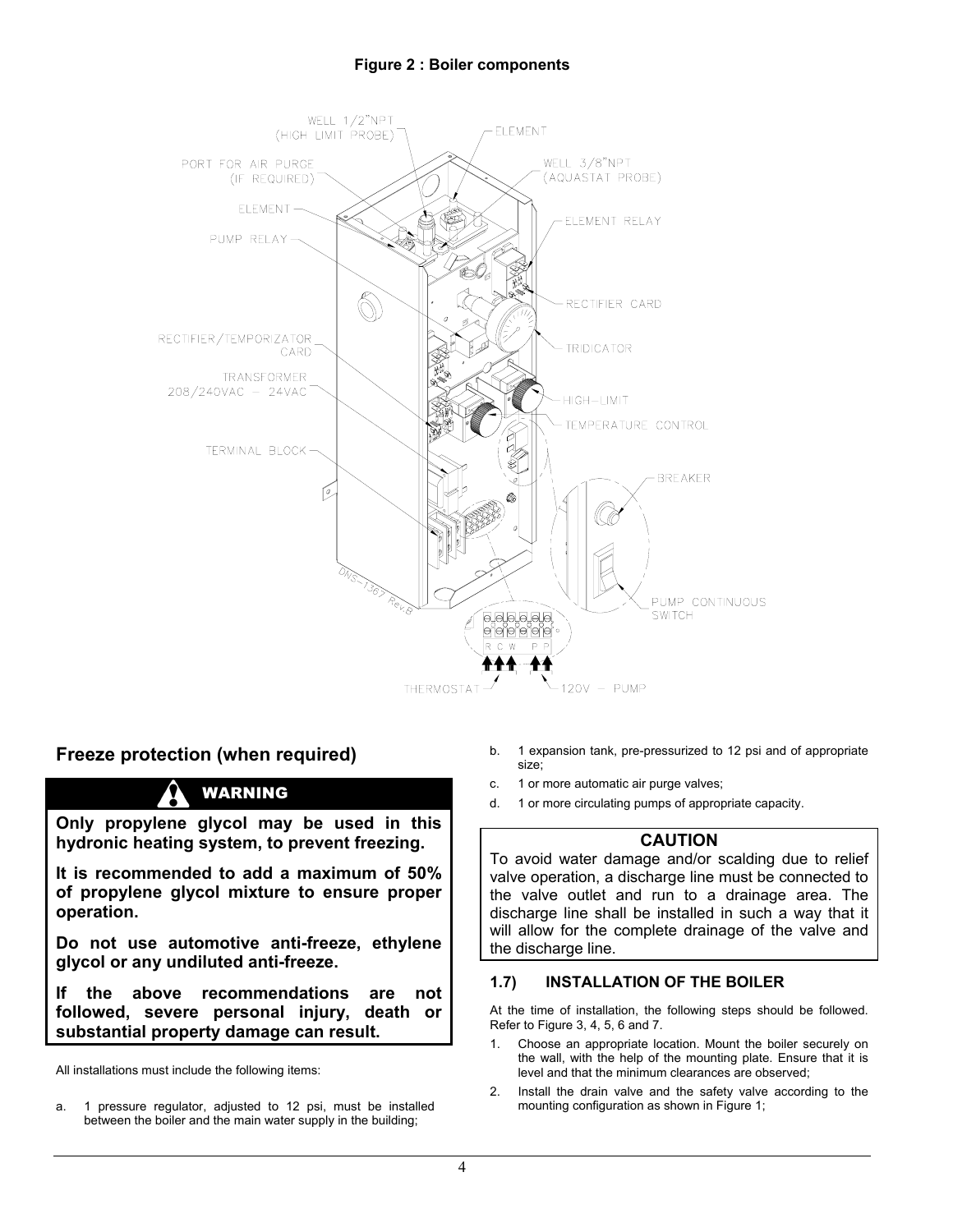**Figure 2 : Boiler components**

## Freeze protection (when required)

> **WARNING**
>
> **Only propylene glycol may be used in this hydronic heating system, to prevent freezing.**
>
> **It is recommended to add a maximum of 50% of propylene glycol mixture to ensure proper operation.**
>
> **Do not use automotive anti-freeze, ethylene glycol or any undiluted anti-freeze.**
>
> **If the above recommendations are not followed, severe personal injury, death or substantial property damage can result.**

All installations must include the following items:

a. 1 pressure regulator, adjusted to 12 psi, must be installed between the boiler and the main water supply in the building;

b. 1 expansion tank, pre-pressurized to 12 psi and of appropriate size;

c. 1 or more automatic air purge valves;

d. 1 or more circulating pumps of appropriate capacity.

> **CAUTION**
>
> To avoid water damage and/or scalding due to relief valve operation, a discharge line must be connected to the valve outlet and run to a drainage area. The discharge line shall be installed in such a way that it will allow for the complete drainage of the valve and the discharge line.

### 1.7) INSTALLATION OF THE BOILER

At the time of installation, the following steps should be followed. Refer to Figure 3, 4, 5, 6 and 7.

1. Choose an appropriate location. Mount the boiler securely on the wall, with the help of the mounting plate. Ensure that it is level and that the minimum clearances are observed;
2. Install the drain valve and the safety valve according to the mounting configuration as shown in Figure 1;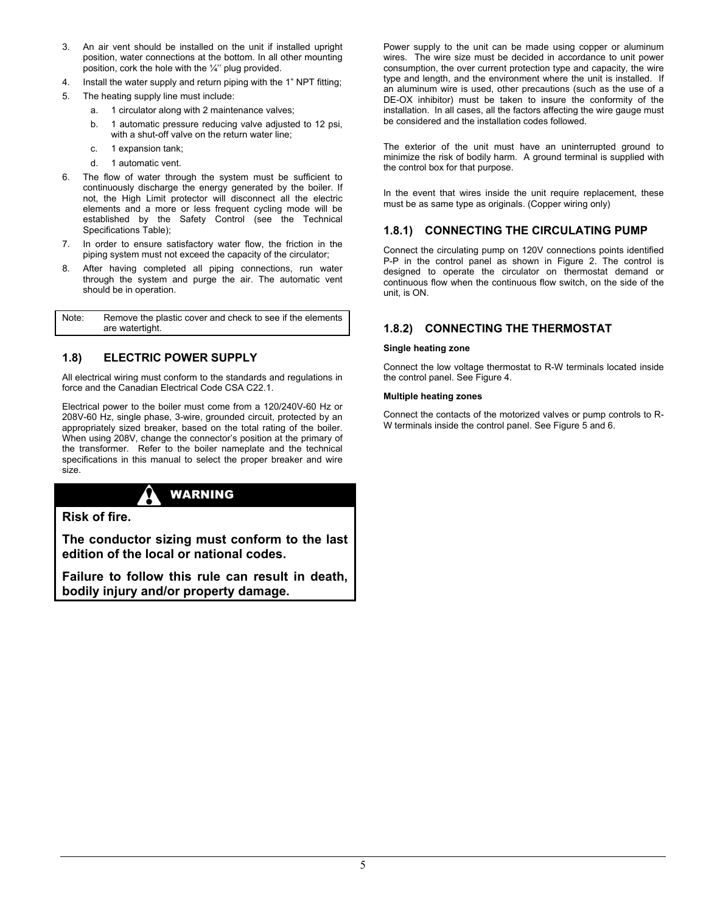3. An air vent should be installed on the unit if installed upright position, water connections at the bottom. In all other mounting position, cork the hole with the ¼'' plug provided.
4. Install the water supply and return piping with the 1" NPT fitting;
5. The heating supply line must include:
   a. 1 circulator along with 2 maintenance valves;
   b. 1 automatic pressure reducing valve adjusted to 12 psi, with a shut-off valve on the return water line;
   c. 1 expansion tank;
   d. 1 automatic vent.
6. The flow of water through the system must be sufficient to continuously discharge the energy generated by the boiler. If not, the High Limit protector will disconnect all the electric elements and a more or less frequent cycling mode will be established by the Safety Control (see the Technical Specifications Table);
7. In order to ensure satisfactory water flow, the friction in the piping system must not exceed the capacity of the circulator;
8. After having completed all piping connections, run water through the system and purge the air. The automatic vent should be in operation.

| Note: | Remove the plastic cover and check to see if the elements are watertight. |
|---|---|

## 1.8) ELECTRIC POWER SUPPLY

All electrical wiring must conform to the standards and regulations in force and the Canadian Electrical Code CSA C22.1.

Electrical power to the boiler must come from a 120/240V-60 Hz or 208V-60 Hz, single phase, 3-wire, grounded circuit, protected by an appropriately sized breaker, based on the total rating of the boiler. When using 208V, change the connector's position at the primary of the transformer. Refer to the boiler nameplate and the technical specifications in this manual to select the proper breaker and wire size.

**WARNING**

**Risk of fire.**

**The conductor sizing must conform to the last edition of the local or national codes.**

**Failure to follow this rule can result in death, bodily injury and/or property damage.**

Power supply to the unit can be made using copper or aluminum wires. The wire size must be decided in accordance to unit power consumption, the over current protection type and capacity, the wire type and length, and the environment where the unit is installed. If an aluminum wire is used, other precautions (such as the use of a DE-OX inhibitor) must be taken to insure the conformity of the installation. In all cases, all the factors affecting the wire gauge must be considered and the installation codes followed.

The exterior of the unit must have an uninterrupted ground to minimize the risk of bodily harm. A ground terminal is supplied with the control box for that purpose.

In the event that wires inside the unit require replacement, these must be as same type as originals. (Copper wiring only)

### 1.8.1) CONNECTING THE CIRCULATING PUMP

Connect the circulating pump on 120V connections points identified P-P in the control panel as shown in Figure 2. The control is designed to operate the circulator on thermostat demand or continuous flow when the continuous flow switch, on the side of the unit, is ON.

### 1.8.2) CONNECTING THE THERMOSTAT

**Single heating zone**

Connect the low voltage thermostat to R-W terminals located inside the control panel. See Figure 4.

**Multiple heating zones**

Connect the contacts of the motorized valves or pump controls to R-W terminals inside the control panel. See Figure 5 and 6.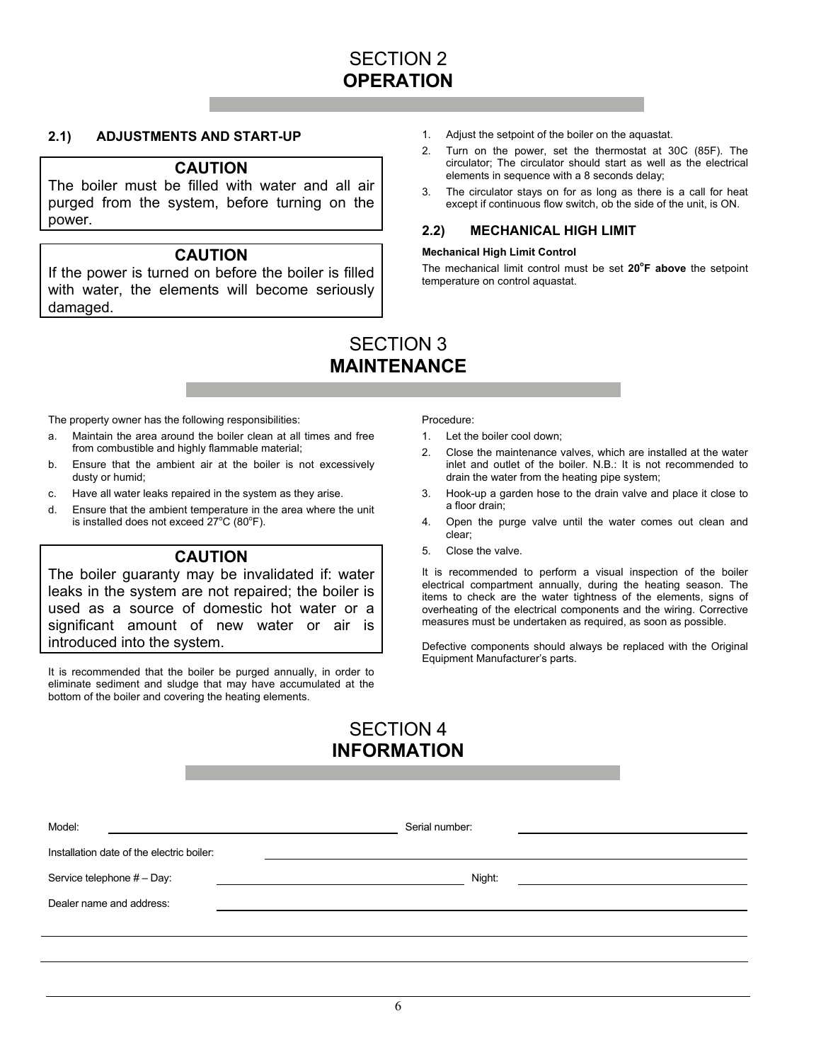# SECTION 2
# OPERATION

## 2.1) ADJUSTMENTS AND START-UP

**CAUTION**

The boiler must be filled with water and all air purged from the system, before turning on the power.

**CAUTION**

If the power is turned on before the boiler is filled with water, the elements will become seriously damaged.

1. Adjust the setpoint of the boiler on the aquastat.
2. Turn on the power, set the thermostat at 30C (85F). The circulator; The circulator should start as well as the electrical elements in sequence with a 8 seconds delay;
3. The circulator stays on for as long as there is a call for heat except if continuous flow switch, ob the side of the unit, is ON.

## 2.2) MECHANICAL HIGH LIMIT

**Mechanical High Limit Control**

The mechanical limit control must be set **20°F above** the setpoint temperature on control aquastat.

# SECTION 3
# MAINTENANCE

The property owner has the following responsibilities:

a. Maintain the area around the boiler clean at all times and free from combustible and highly flammable material;
b. Ensure that the ambient air at the boiler is not excessively dusty or humid;
c. Have all water leaks repaired in the system as they arise.
d. Ensure that the ambient temperature in the area where the unit is installed does not exceed 27°C (80°F).

**CAUTION**

The boiler guaranty may be invalidated if: water leaks in the system are not repaired; the boiler is used as a source of domestic hot water or a significant amount of new water or air is introduced into the system.

It is recommended that the boiler be purged annually, in order to eliminate sediment and sludge that may have accumulated at the bottom of the boiler and covering the heating elements.

Procedure:

1. Let the boiler cool down;
2. Close the maintenance valves, which are installed at the water inlet and outlet of the boiler. N.B.: It is not recommended to drain the water from the heating pipe system;
3. Hook-up a garden hose to the drain valve and place it close to a floor drain;
4. Open the purge valve until the water comes out clean and clear;
5. Close the valve.

It is recommended to perform a visual inspection of the boiler electrical compartment annually, during the heating season. The items to check are the water tightness of the elements, signs of overheating of the electrical components and the wiring. Corrective measures must be undertaken as required, as soon as possible.

Defective components should always be replaced with the Original Equipment Manufacturer's parts.

# SECTION 4
# INFORMATION

Model: ______________________ Serial number: ______________________

Installation date of the electric boiler: ______________________

Service telephone # – Day: ______________________ Night: ______________________

Dealer name and address: ______________________

______________________

______________________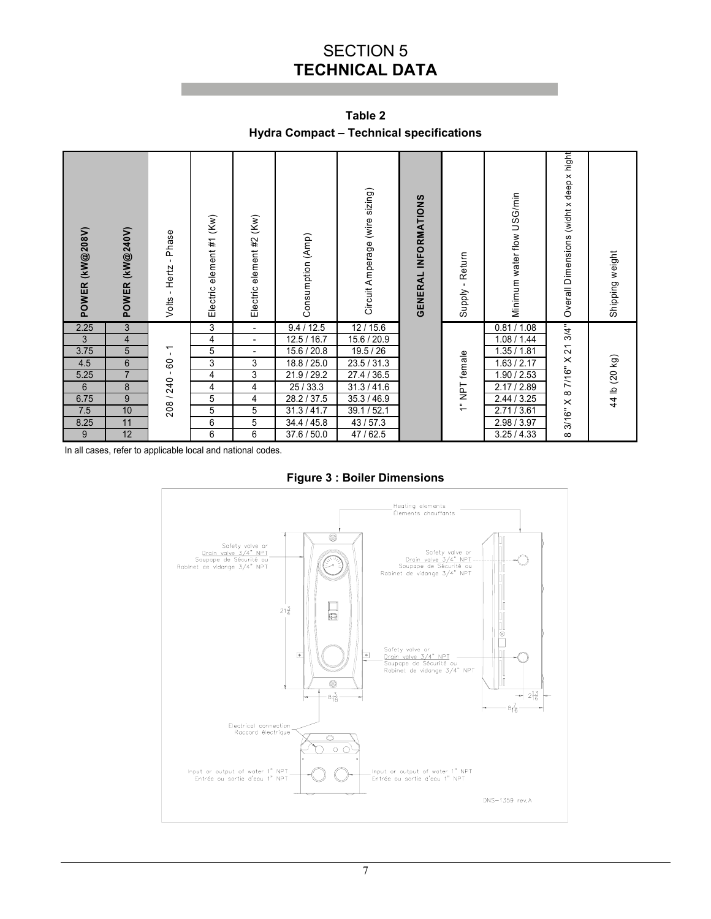# SECTION 5
# TECHNICAL DATA

**Table 2**

**Hydra Compact – Technical specifications**

| POWER (kW@208V) | POWER (kW@240V) | Volts - Hertz - Phase | Electric element #1 (Kw) | Electric element #2 (Kw) | Consumption (Amp) | Circuit Amperage (wire sizing) | GENERAL INFORMATIONS | Supply - Return | Minimum water flow USG/min | Overall Dimensions (widht x deep x hight | Shipping weight |
|---|---|---|---|---|---|---|---|---|---|---|---|
| 2.25 | 3 | 208 / 240 - 60 - 1 | 3 | - | 9.4 / 12.5 | 12 / 15.6 | | 1" NPT female | 0.81 / 1.08 | 8 3/16" X 8 7/16" X 21 3/4" | 44 lb (20 kg) |
| 3 | 4 | | 4 | - | 12.5 / 16.7 | 15.6 / 20.9 | | | 1.08 / 1.44 | | |
| 3.75 | 5 | | 5 | - | 15.6 / 20.8 | 19.5 / 26 | | | 1.35 / 1.81 | | |
| 4.5 | 6 | | 3 | 3 | 18.8 / 25.0 | 23.5 / 31.3 | | | 1.63 / 2.17 | | |
| 5.25 | 7 | | 4 | 3 | 21.9 / 29.2 | 27.4 / 36.5 | | | 1.90 / 2.53 | | |
| 6 | 8 | | 4 | 4 | 25 / 33.3 | 31.3 / 41.6 | | | 2.17 / 2.89 | | |
| 6.75 | 9 | | 5 | 4 | 28.2 / 37.5 | 35.3 / 46.9 | | | 2.44 / 3.25 | | |
| 7.5 | 10 | | 5 | 5 | 31.3 / 41.7 | 39.1 / 52.1 | | | 2.71 / 3.61 | | |
| 8.25 | 11 | | 6 | 5 | 34.4 / 45.8 | 43 / 57.3 | | | 2.98 / 3.97 | | |
| 9 | 12 | | 6 | 6 | 37.6 / 50.0 | 47 / 62.5 | | | 3.25 / 4.33 | | |

In all cases, refer to applicable local and national codes.

**Figure 3 : Boiler Dimensions**

Heating elements
Elements chauffants

Safety valve or Drain valve 3/4" NPT
Soupape de Sécurité ou Robinet de vidange 3/4" NPT

Safety valve or Drain valve 3/4" NPT
Soupape de Sécurité ou Robinet de vidange 3/4" NPT

Safety valve or Drain valve 3/4" NPT
Soupape de Sécurité ou Robinet de vidange 3/4" NPT

$21\frac{3}{4}$

$8\frac{3}{16}$

$8\frac{7}{16}$

$2\frac{13}{16}$

Electrical connection
Raccord électrique

Input or output of water 1" NPT
Entrée ou sortie d'eau 1" NPT

Input or output of water 1" NPT
Entrée ou sortie d'eau 1" NPT

DNS-1359 rev.A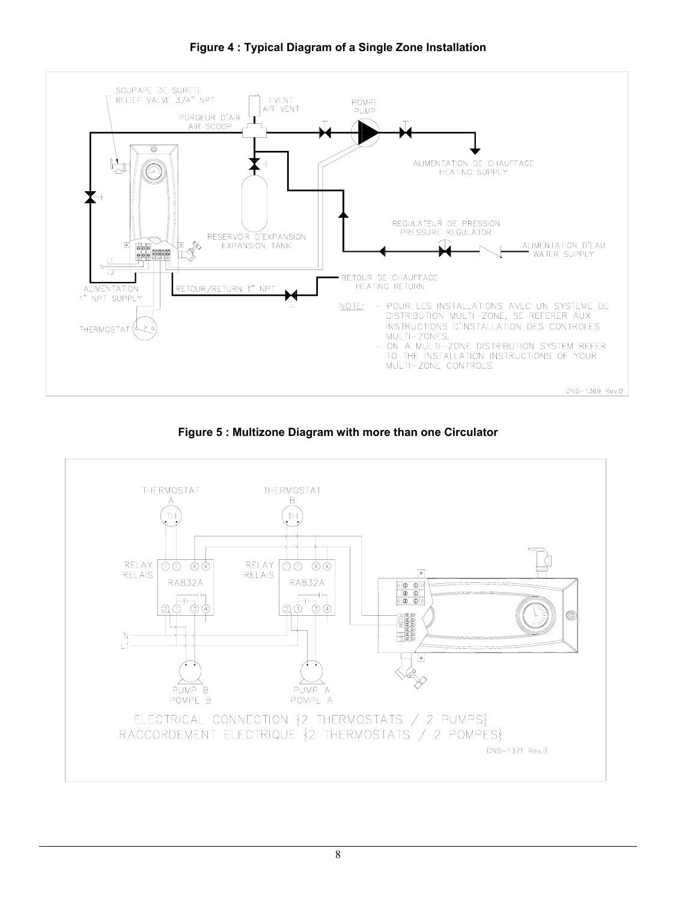**Figure 4 : Typical Diagram of a Single Zone Installation**

SOUPAPE DE SURETE
RELIEF VALVE 3/4" NPT

EVENT
AIR VENT

PURGEUR D'AIR
AIR SCOOP

POMPE
PUMP

ALIMENTATION DE CHAUFFAGE
HEATING SUPPLY

RESERVOIR D'EXPANSION
EXPANSION TANK

REGULATEUR DE PRESSION
PRESSURE REGULATOR

ALIMENTATION D'EAU
WATER SUPPLY

ALIMENTATION
1" NPT SUPPLY

RETOUR/RETURN 1" NPT

RETOUR DE CHAUFFAGE
HEATING RETURN

THERMOSTAT

NOTE: – POUR LES INSTALLATIONS AVEC UN SYSTEME DE DISTRIBUTION MULTI-ZONE, SE REFERER AUX INSTRUCTIONS D'INSTALLATION DES CONTROLES MULTI-ZONES.
– ON A MULTI-ZONE DISTRIBUTION SYSTEM REFER TO THE INSTALLATION INSTRUCTIONS OF YOUR MULTI-ZONE CONTROLS.

DNS-1369 Rev.B

**Figure 5 : Multizone Diagram with more than one Circulator**

THERMOSTAT A

THERMOSTAT B

RELAY RELAIS RA832A

RELAY RELAIS RA832A

PUMP B
POMPE B

PUMP A
POMPE A

ELECTRICAL CONNECTION {2 THERMOSTATS / 2 PUMPS}
RACCORDEMENT ELECTRIQUE {2 THERMOSTATS / 2 POMPES}

DNS-1371 Rev.B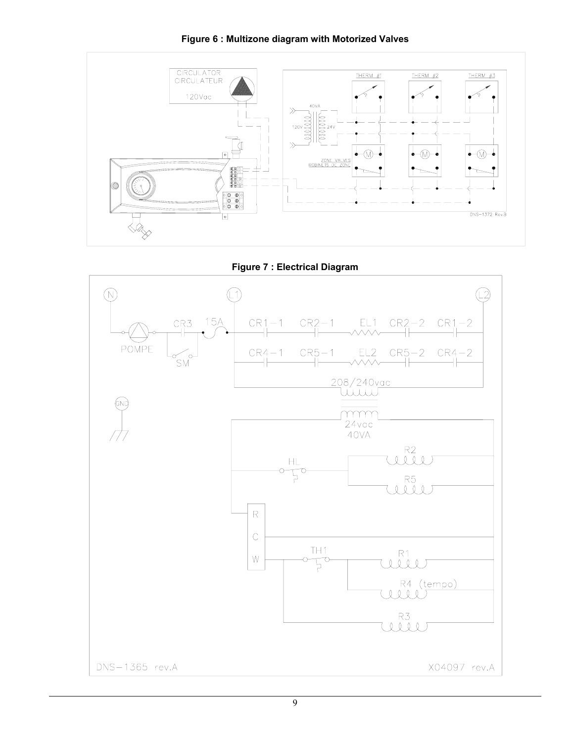**Figure 6 : Multizone diagram with Motorized Valves**

**Figure 7 : Electrical Diagram**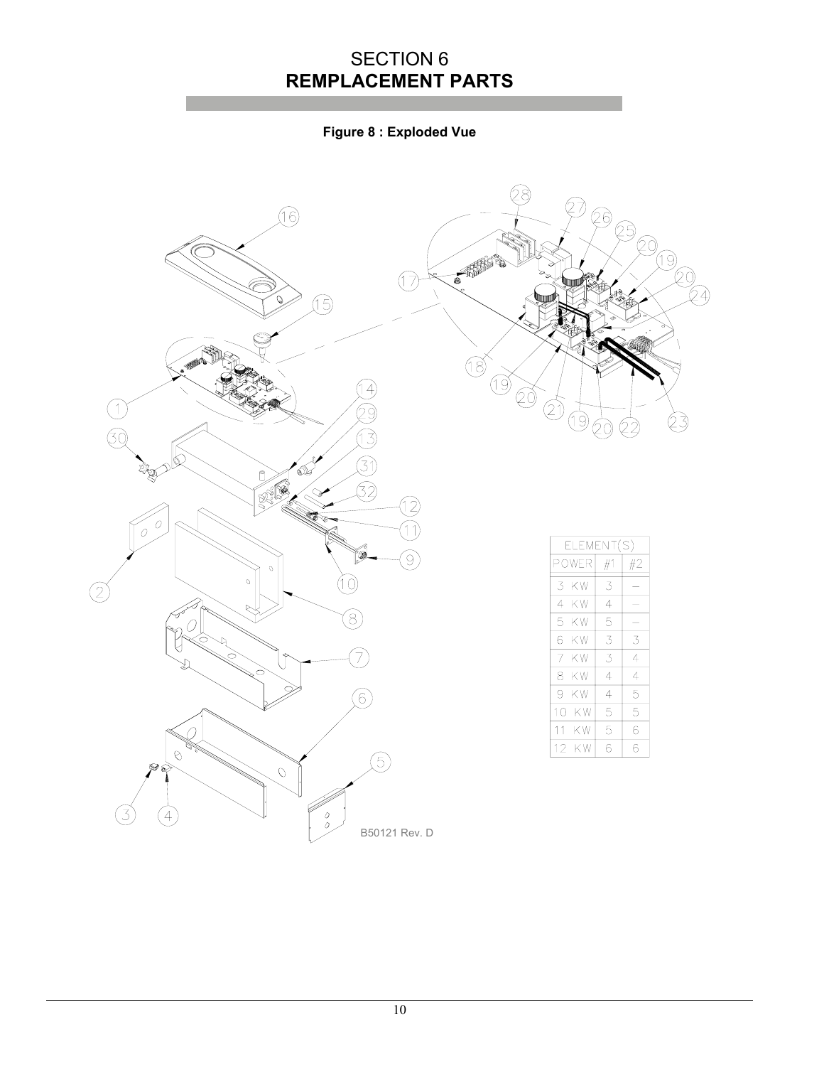# SECTION 6
# REMPLACEMENT PARTS

**Figure 8 : Exploded Vue**

| ELEMENT(S) | | |
|---|---|---|
| POWER | #1 | #2 |
| 3 KW | 3 | – |
| 4 KW | 4 | – |
| 5 KW | 5 | – |
| 6 KW | 3 | 3 |
| 7 KW | 3 | 4 |
| 8 KW | 4 | 4 |
| 9 KW | 4 | 5 |
| 10 KW | 5 | 5 |
| 11 KW | 5 | 6 |
| 12 KW | 6 | 6 |

B50121 Rev. D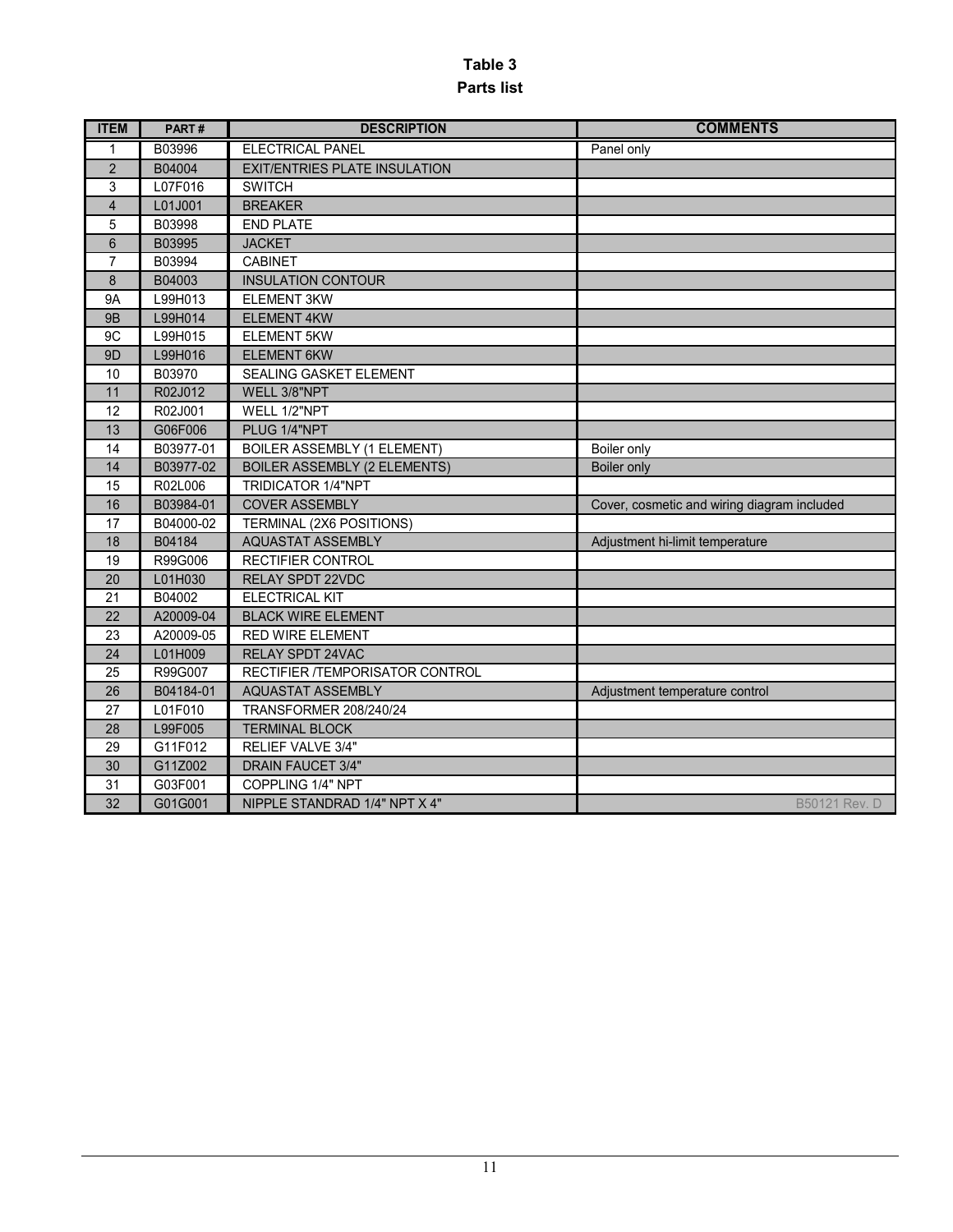**Table 3**

**Parts list**

| ITEM | PART # | DESCRIPTION | COMMENTS |
|---|---|---|---|
| 1 | B03996 | ELECTRICAL PANEL | Panel only |
| 2 | B04004 | EXIT/ENTRIES PLATE INSULATION | |
| 3 | L07F016 | SWITCH | |
| 4 | L01J001 | BREAKER | |
| 5 | B03998 | END PLATE | |
| 6 | B03995 | JACKET | |
| 7 | B03994 | CABINET | |
| 8 | B04003 | INSULATION CONTOUR | |
| 9A | L99H013 | ELEMENT 3KW | |
| 9B | L99H014 | ELEMENT 4KW | |
| 9C | L99H015 | ELEMENT 5KW | |
| 9D | L99H016 | ELEMENT 6KW | |
| 10 | B03970 | SEALING GASKET ELEMENT | |
| 11 | R02J012 | WELL 3/8"NPT | |
| 12 | R02J001 | WELL 1/2"NPT | |
| 13 | G06F006 | PLUG 1/4"NPT | |
| 14 | B03977-01 | BOILER ASSEMBLY (1 ELEMENT) | Boiler only |
| 14 | B03977-02 | BOILER ASSEMBLY (2 ELEMENTS) | Boiler only |
| 15 | R02L006 | TRIDICATOR 1/4"NPT | |
| 16 | B03984-01 | COVER ASSEMBLY | Cover, cosmetic and wiring diagram included |
| 17 | B04000-02 | TERMINAL (2X6 POSITIONS) | |
| 18 | B04184 | AQUASTAT ASSEMBLY | Adjustment hi-limit temperature |
| 19 | R99G006 | RECTIFIER CONTROL | |
| 20 | L01H030 | RELAY SPDT 22VDC | |
| 21 | B04002 | ELECTRICAL KIT | |
| 22 | A20009-04 | BLACK WIRE ELEMENT | |
| 23 | A20009-05 | RED WIRE ELEMENT | |
| 24 | L01H009 | RELAY SPDT 24VAC | |
| 25 | R99G007 | RECTIFIER /TEMPORISATOR CONTROL | |
| 26 | B04184-01 | AQUASTAT ASSEMBLY | Adjustment temperature control |
| 27 | L01F010 | TRANSFORMER 208/240/24 | |
| 28 | L99F005 | TERMINAL BLOCK | |
| 29 | G11F012 | RELIEF VALVE 3/4" | |
| 30 | G11Z002 | DRAIN FAUCET 3/4" | |
| 31 | G03F001 | COPPLING 1/4" NPT | |
| 32 | G01G001 | NIPPLE STANDRAD 1/4" NPT X 4" | B50121 Rev. D |